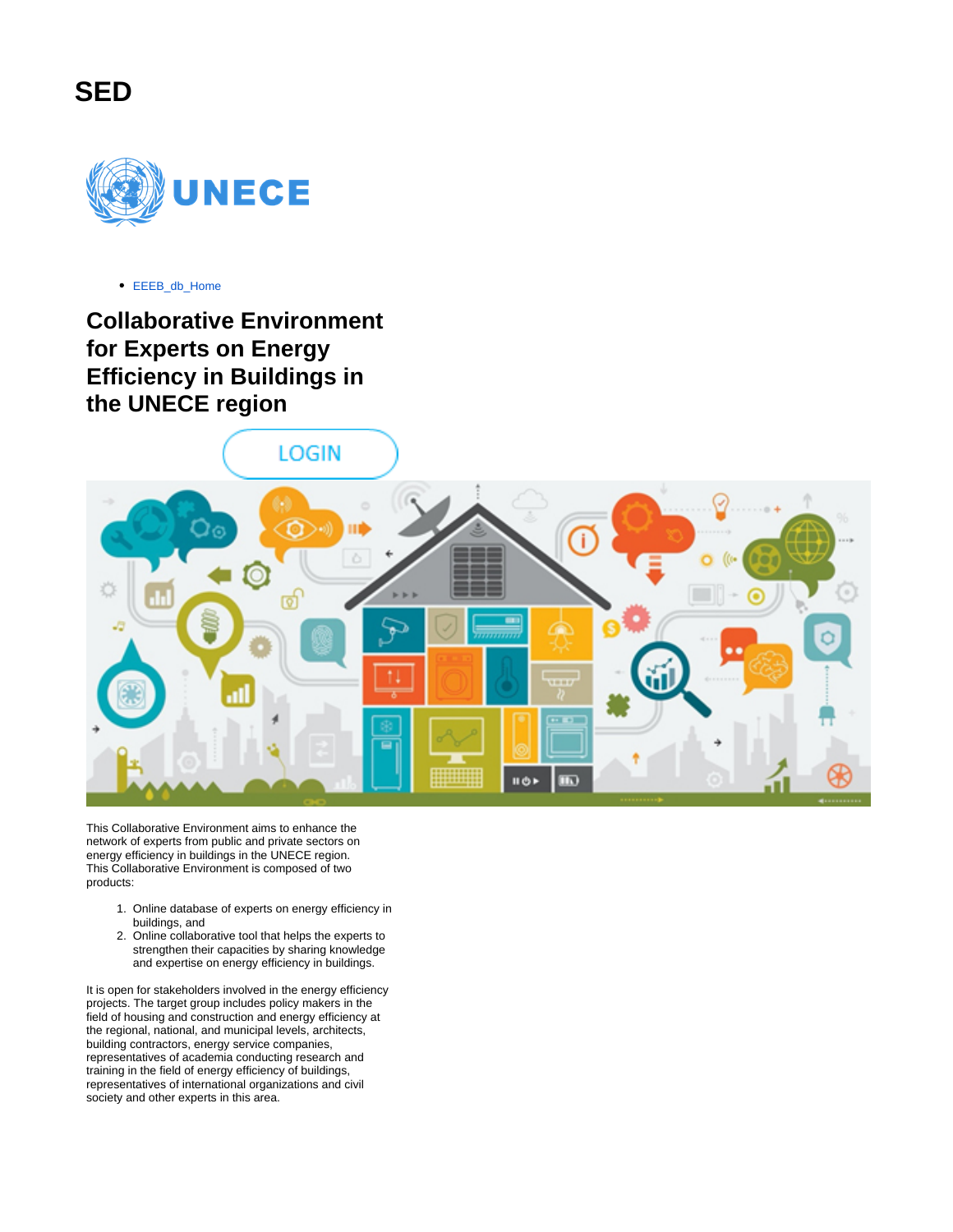# SED

UNECE

- EEEB_db_Home

## Collaborative Environment for Experts on Energy Efficiency in Buildings in the UNECE region

LOGIN

This Collaborative Environment aims to enhance the network of experts from public and private sectors on energy efficiency in buildings in the UNECE region. This Collaborative Environment is composed of two products:

1. Online database of experts on energy efficiency in buildings, and
2. Online collaborative tool that helps the experts to strengthen their capacities by sharing knowledge and expertise on energy efficiency in buildings.

It is open for stakeholders involved in the energy efficiency projects. The target group includes policy makers in the field of housing and construction and energy efficiency at the regional, national, and municipal levels, architects, building contractors, energy service companies, representatives of academia conducting research and training in the field of energy efficiency of buildings, representatives of international organizations and civil society and other experts in this area.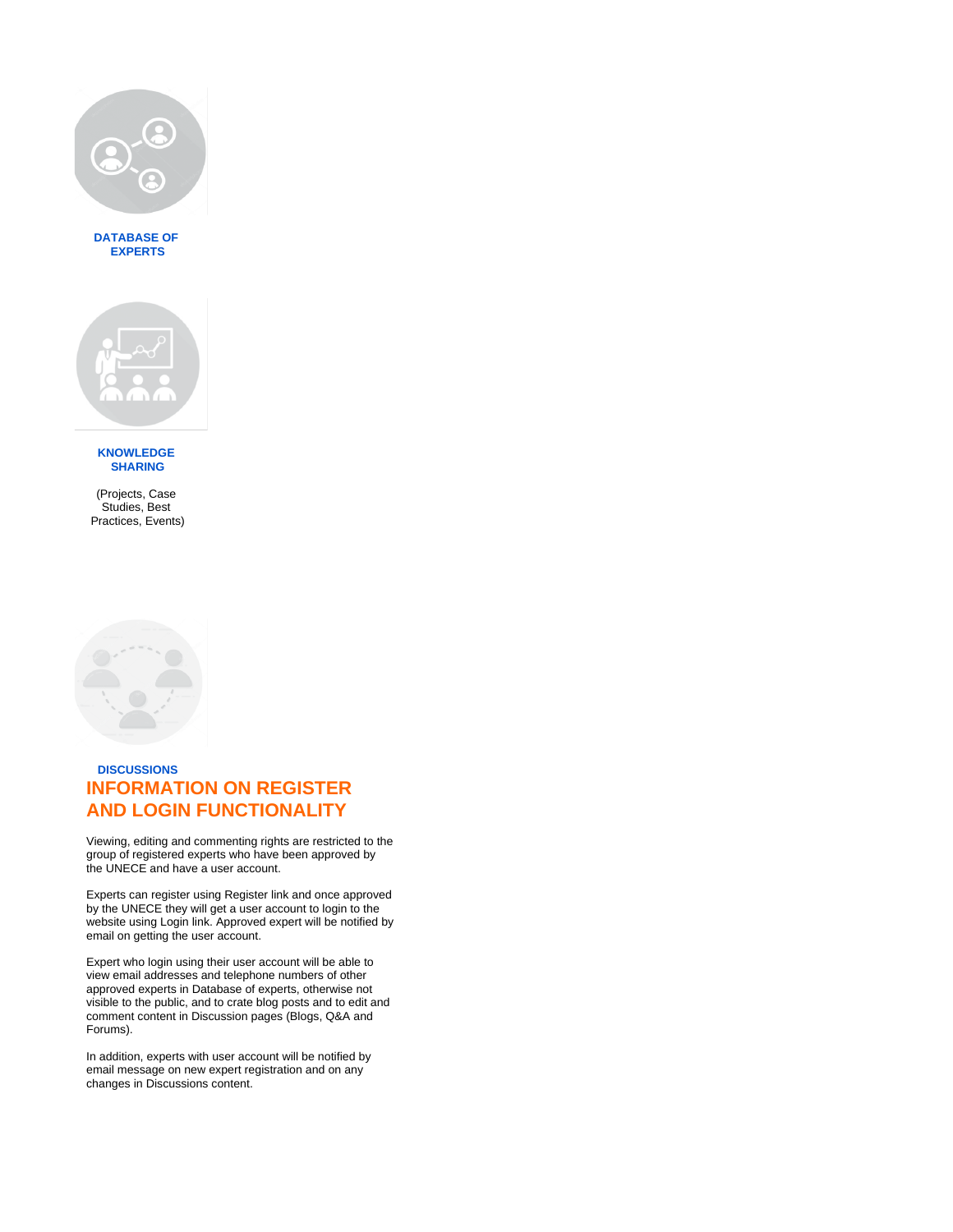**DATABASE OF EXPERTS**

**KNOWLEDGE SHARING**

(Projects, Case Studies, Best Practices, Events)

**DISCUSSIONS**

## INFORMATION ON REGISTER AND LOGIN FUNCTIONALITY

Viewing, editing and commenting rights are restricted to the group of registered experts who have been approved by the UNECE and have a user account.

Experts can register using Register link and once approved by the UNECE they will get a user account to login to the website using Login link. Approved expert will be notified by email on getting the user account.

Expert who login using their user account will be able to view email addresses and telephone numbers of other approved experts in Database of experts, otherwise not visible to the public, and to crate blog posts and to edit and comment content in Discussion pages (Blogs, Q&A and Forums).

In addition, experts with user account will be notified by email message on new expert registration and on any changes in Discussions content.